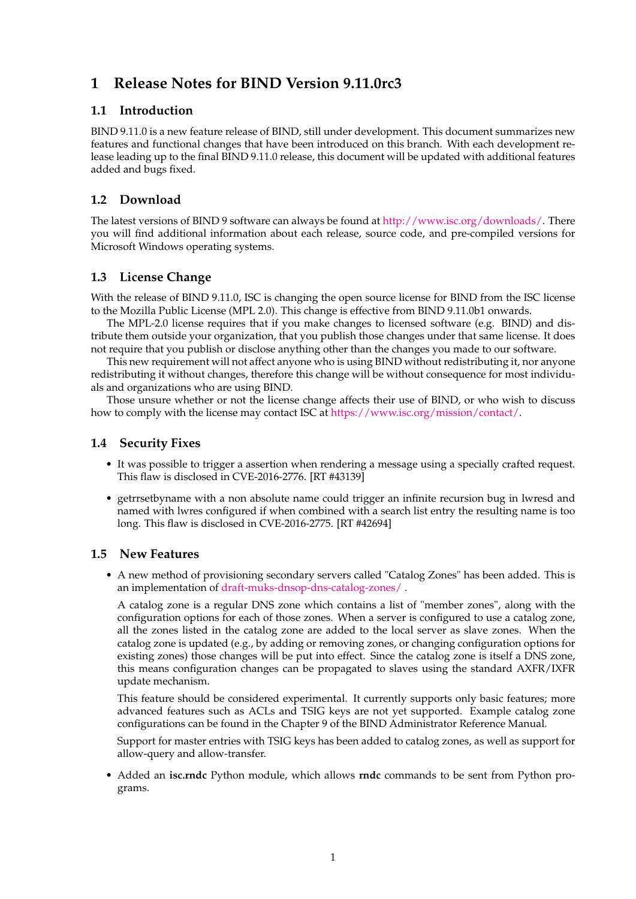# 1 Release Notes for BIND Version 9.11.0rc3

## 1.1 Introduction

BIND 9.11.0 is a new feature release of BIND, still under development. This document summarizes new features and functional changes that have been introduced on this branch. With each development release leading up to the final BIND 9.11.0 release, this document will be updated with additional features added and bugs fixed.

## 1.2 Download

The latest versions of BIND 9 software can always be found at http://www.isc.org/downloads/. There you will find additional information about each release, source code, and pre-compiled versions for Microsoft Windows operating systems.

## 1.3 License Change

With the release of BIND 9.11.0, ISC is changing the open source license for BIND from the ISC license to the Mozilla Public License (MPL 2.0). This change is effective from BIND 9.11.0b1 onwards.

The MPL-2.0 license requires that if you make changes to licensed software (e.g. BIND) and distribute them outside your organization, that you publish those changes under that same license. It does not require that you publish or disclose anything other than the changes you made to our software.

This new requirement will not affect anyone who is using BIND without redistributing it, nor anyone redistributing it without changes, therefore this change will be without consequence for most individuals and organizations who are using BIND.

Those unsure whether or not the license change affects their use of BIND, or who wish to discuss how to comply with the license may contact ISC at https://www.isc.org/mission/contact/.

## 1.4 Security Fixes

- It was possible to trigger a assertion when rendering a message using a specially crafted request. This flaw is disclosed in CVE-2016-2776. [RT #43139]
- getrrsetbyname with a non absolute name could trigger an infinite recursion bug in lwresd and named with lwres configured if when combined with a search list entry the resulting name is too long. This flaw is disclosed in CVE-2016-2775. [RT #42694]

## 1.5 New Features

- A new method of provisioning secondary servers called "Catalog Zones" has been added. This is an implementation of draft-muks-dnsop-dns-catalog-zones/ .

  A catalog zone is a regular DNS zone which contains a list of "member zones", along with the configuration options for each of those zones. When a server is configured to use a catalog zone, all the zones listed in the catalog zone are added to the local server as slave zones. When the catalog zone is updated (e.g., by adding or removing zones, or changing configuration options for existing zones) those changes will be put into effect. Since the catalog zone is itself a DNS zone, this means configuration changes can be propagated to slaves using the standard AXFR/IXFR update mechanism.

  This feature should be considered experimental. It currently supports only basic features; more advanced features such as ACLs and TSIG keys are not yet supported. Example catalog zone configurations can be found in the Chapter 9 of the BIND Administrator Reference Manual.

  Support for master entries with TSIG keys has been added to catalog zones, as well as support for allow-query and allow-transfer.

- Added an **isc.rndc** Python module, which allows **rndc** commands to be sent from Python programs.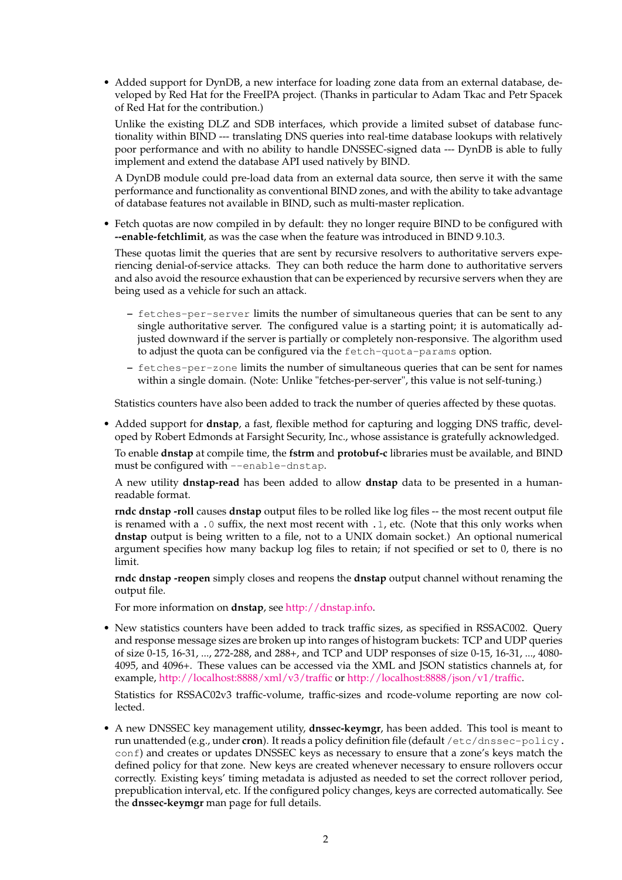- Added support for DynDB, a new interface for loading zone data from an external database, developed by Red Hat for the FreeIPA project. (Thanks in particular to Adam Tkac and Petr Spacek of Red Hat for the contribution.)

  Unlike the existing DLZ and SDB interfaces, which provide a limited subset of database functionality within BIND --- translating DNS queries into real-time database lookups with relatively poor performance and with no ability to handle DNSSEC-signed data --- DynDB is able to fully implement and extend the database API used natively by BIND.

  A DynDB module could pre-load data from an external data source, then serve it with the same performance and functionality as conventional BIND zones, and with the ability to take advantage of database features not available in BIND, such as multi-master replication.

- Fetch quotas are now compiled in by default: they no longer require BIND to be configured with **--enable-fetchlimit**, as was the case when the feature was introduced in BIND 9.10.3.

  These quotas limit the queries that are sent by recursive resolvers to authoritative servers experiencing denial-of-service attacks. They can both reduce the harm done to authoritative servers and also avoid the resource exhaustion that can be experienced by recursive servers when they are being used as a vehicle for such an attack.

  - `fetches-per-server` limits the number of simultaneous queries that can be sent to any single authoritative server. The configured value is a starting point; it is automatically adjusted downward if the server is partially or completely non-responsive. The algorithm used to adjust the quota can be configured via the `fetch-quota-params` option.
  - `fetches-per-zone` limits the number of simultaneous queries that can be sent for names within a single domain. (Note: Unlike "fetches-per-server", this value is not self-tuning.)

  Statistics counters have also been added to track the number of queries affected by these quotas.

- Added support for **dnstap**, a fast, flexible method for capturing and logging DNS traffic, developed by Robert Edmonds at Farsight Security, Inc., whose assistance is gratefully acknowledged.

  To enable **dnstap** at compile time, the **fstrm** and **protobuf-c** libraries must be available, and BIND must be configured with `--enable-dnstap`.

  A new utility **dnstap-read** has been added to allow **dnstap** data to be presented in a human-readable format.

  **rndc dnstap -roll** causes **dnstap** output files to be rolled like log files -- the most recent output file is renamed with a `.0` suffix, the next most recent with `.1`, etc. (Note that this only works when **dnstap** output is being written to a file, not to a UNIX domain socket.) An optional numerical argument specifies how many backup log files to retain; if not specified or set to 0, there is no limit.

  **rndc dnstap -reopen** simply closes and reopens the **dnstap** output channel without renaming the output file.

  For more information on **dnstap**, see http://dnstap.info.

- New statistics counters have been added to track traffic sizes, as specified in RSSAC002. Query and response message sizes are broken up into ranges of histogram buckets: TCP and UDP queries of size 0-15, 16-31, ..., 272-288, and 288+, and TCP and UDP responses of size 0-15, 16-31, ..., 4080-4095, and 4096+. These values can be accessed via the XML and JSON statistics channels at, for example, http://localhost:8888/xml/v3/traffic or http://localhost:8888/json/v1/traffic.

  Statistics for RSSAC02v3 traffic-volume, traffic-sizes and rcode-volume reporting are now collected.

- A new DNSSEC key management utility, **dnssec-keymgr**, has been added. This tool is meant to run unattended (e.g., under **cron**). It reads a policy definition file (default `/etc/dnssec-policy.conf`) and creates or updates DNSSEC keys as necessary to ensure that a zone's keys match the defined policy for that zone. New keys are created whenever necessary to ensure rollovers occur correctly. Existing keys' timing metadata is adjusted as needed to set the correct rollover period, prepublication interval, etc. If the configured policy changes, keys are corrected automatically. See the **dnssec-keymgr** man page for full details.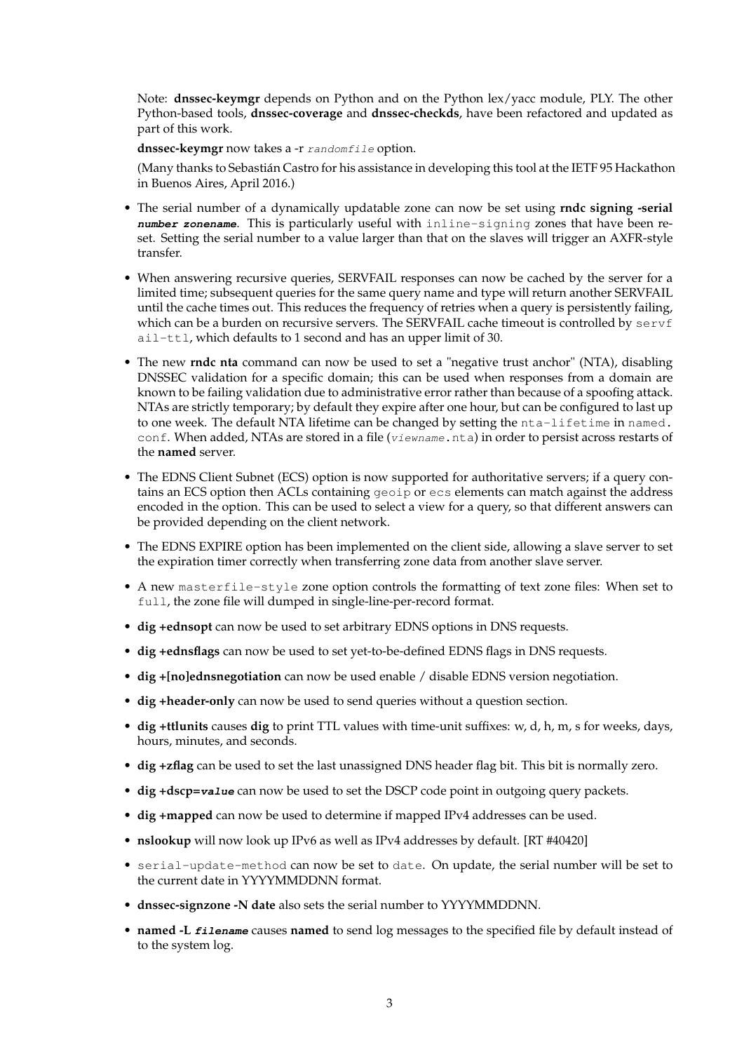Note: **dnssec-keymgr** depends on Python and on the Python lex/yacc module, PLY. The other Python-based tools, **dnssec-coverage** and **dnssec-checkds**, have been refactored and updated as part of this work.

**dnssec-keymgr** now takes a -r `randomfile` option.

(Many thanks to Sebastián Castro for his assistance in developing this tool at the IETF 95 Hackathon in Buenos Aires, April 2016.)

- The serial number of a dynamically updatable zone can now be set using **rndc signing -serial *number zonename***. This is particularly useful with `inline-signing` zones that have been reset. Setting the serial number to a value larger than that on the slaves will trigger an AXFR-style transfer.
- When answering recursive queries, SERVFAIL responses can now be cached by the server for a limited time; subsequent queries for the same query name and type will return another SERVFAIL until the cache times out. This reduces the frequency of retries when a query is persistently failing, which can be a burden on recursive servers. The SERVFAIL cache timeout is controlled by `servfail-ttl`, which defaults to 1 second and has an upper limit of 30.
- The new **rndc nta** command can now be used to set a "negative trust anchor" (NTA), disabling DNSSEC validation for a specific domain; this can be used when responses from a domain are known to be failing validation due to administrative error rather than because of a spoofing attack. NTAs are strictly temporary; by default they expire after one hour, but can be configured to last up to one week. The default NTA lifetime can be changed by setting the `nta-lifetime` in `named.conf`. When added, NTAs are stored in a file (`viewname.nta`) in order to persist across restarts of the **named** server.
- The EDNS Client Subnet (ECS) option is now supported for authoritative servers; if a query contains an ECS option then ACLs containing `geoip` or `ecs` elements can match against the address encoded in the option. This can be used to select a view for a query, so that different answers can be provided depending on the client network.
- The EDNS EXPIRE option has been implemented on the client side, allowing a slave server to set the expiration timer correctly when transferring zone data from another slave server.
- A new `masterfile-style` zone option controls the formatting of text zone files: When set to `full`, the zone file will dumped in single-line-per-record format.
- **dig +ednsopt** can now be used to set arbitrary EDNS options in DNS requests.
- **dig +ednsflags** can now be used to set yet-to-be-defined EDNS flags in DNS requests.
- **dig +[no]ednsnegotiation** can now be used enable / disable EDNS version negotiation.
- **dig +header-only** can now be used to send queries without a question section.
- **dig +ttlunits** causes **dig** to print TTL values with time-unit suffixes: w, d, h, m, s for weeks, days, hours, minutes, and seconds.
- **dig +zflag** can be used to set the last unassigned DNS header flag bit. This bit is normally zero.
- **dig +dscp=*value*** can now be used to set the DSCP code point in outgoing query packets.
- **dig +mapped** can now be used to determine if mapped IPv4 addresses can be used.
- **nslookup** will now look up IPv6 as well as IPv4 addresses by default. [RT #40420]
- `serial-update-method` can now be set to `date`. On update, the serial number will be set to the current date in YYYYMMDDNN format.
- **dnssec-signzone -N date** also sets the serial number to YYYYMMDDNN.
- **named -L *filename*** causes **named** to send log messages to the specified file by default instead of to the system log.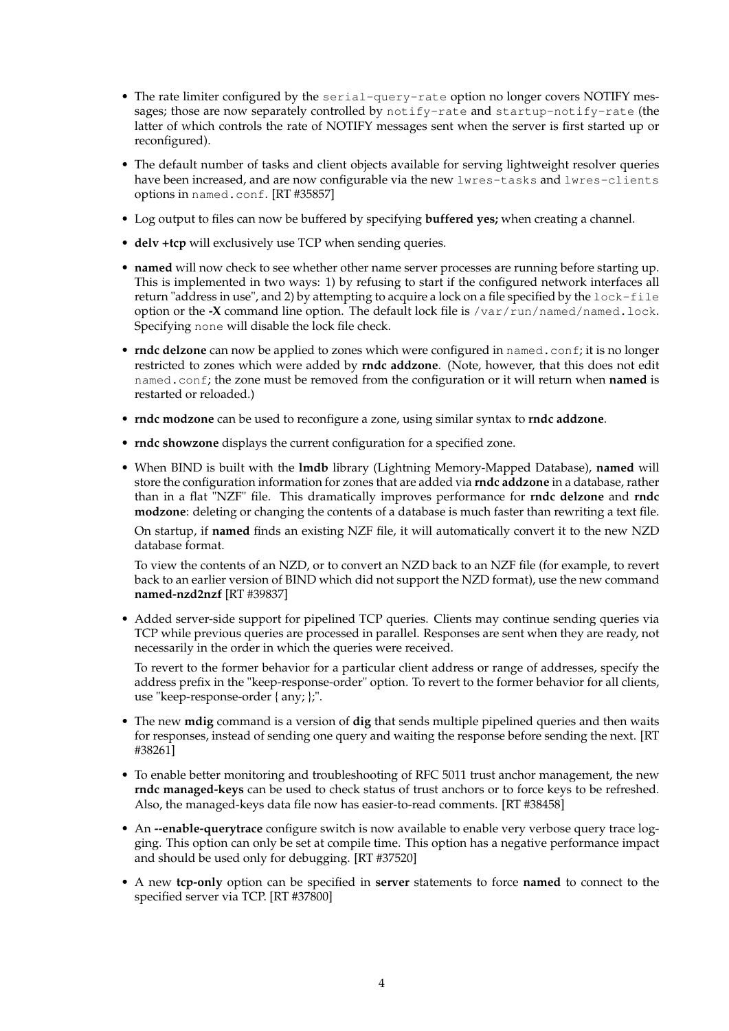- The rate limiter configured by the `serial-query-rate` option no longer covers NOTIFY messages; those are now separately controlled by `notify-rate` and `startup-notify-rate` (the latter of which controls the rate of NOTIFY messages sent when the server is first started up or reconfigured).
- The default number of tasks and client objects available for serving lightweight resolver queries have been increased, and are now configurable via the new `lwres-tasks` and `lwres-clients` options in `named.conf`. [RT #35857]
- Log output to files can now be buffered by specifying **buffered yes;** when creating a channel.
- **delv +tcp** will exclusively use TCP when sending queries.
- **named** will now check to see whether other name server processes are running before starting up. This is implemented in two ways: 1) by refusing to start if the configured network interfaces all return "address in use", and 2) by attempting to acquire a lock on a file specified by the `lock-file` option or the **-X** command line option. The default lock file is `/var/run/named/named.lock`. Specifying `none` will disable the lock file check.
- **rndc delzone** can now be applied to zones which were configured in `named.conf`; it is no longer restricted to zones which were added by **rndc addzone**. (Note, however, that this does not edit `named.conf`; the zone must be removed from the configuration or it will return when **named** is restarted or reloaded.)
- **rndc modzone** can be used to reconfigure a zone, using similar syntax to **rndc addzone**.
- **rndc showzone** displays the current configuration for a specified zone.
- When BIND is built with the **lmdb** library (Lightning Memory-Mapped Database), **named** will store the configuration information for zones that are added via **rndc addzone** in a database, rather than in a flat "NZF" file. This dramatically improves performance for **rndc delzone** and **rndc modzone**: deleting or changing the contents of a database is much faster than rewriting a text file.

  On startup, if **named** finds an existing NZF file, it will automatically convert it to the new NZD database format.

  To view the contents of an NZD, or to convert an NZD back to an NZF file (for example, to revert back to an earlier version of BIND which did not support the NZD format), use the new command **named-nzd2nzf** [RT #39837]
- Added server-side support for pipelined TCP queries. Clients may continue sending queries via TCP while previous queries are processed in parallel. Responses are sent when they are ready, not necessarily in the order in which the queries were received.

  To revert to the former behavior for a particular client address or range of addresses, specify the address prefix in the "keep-response-order" option. To revert to the former behavior for all clients, use "keep-response-order { any; };".
- The new **mdig** command is a version of **dig** that sends multiple pipelined queries and then waits for responses, instead of sending one query and waiting the response before sending the next. [RT #38261]
- To enable better monitoring and troubleshooting of RFC 5011 trust anchor management, the new **rndc managed-keys** can be used to check status of trust anchors or to force keys to be refreshed. Also, the managed-keys data file now has easier-to-read comments. [RT #38458]
- An **--enable-querytrace** configure switch is now available to enable very verbose query trace logging. This option can only be set at compile time. This option has a negative performance impact and should be used only for debugging. [RT #37520]
- A new **tcp-only** option can be specified in **server** statements to force **named** to connect to the specified server via TCP. [RT #37800]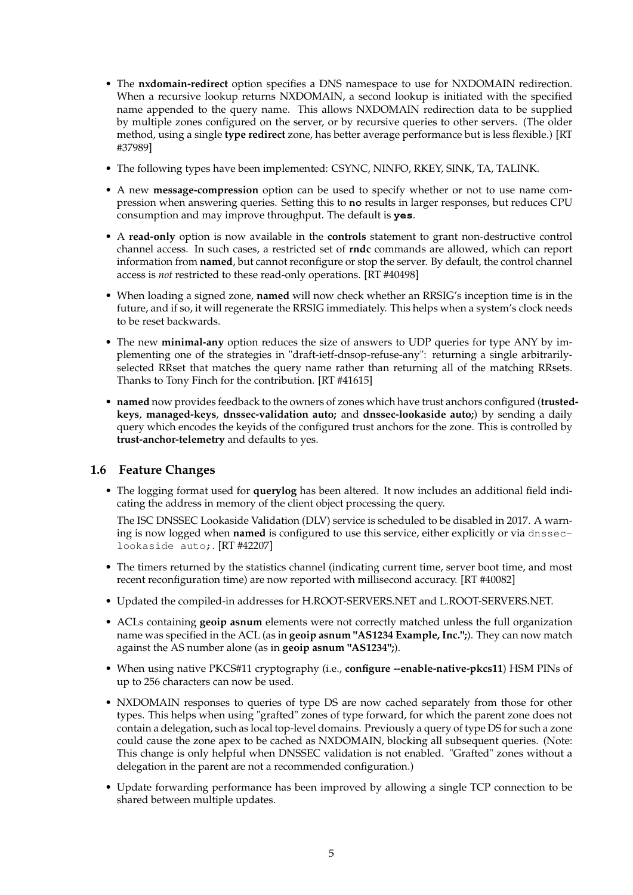- The **nxdomain-redirect** option specifies a DNS namespace to use for NXDOMAIN redirection. When a recursive lookup returns NXDOMAIN, a second lookup is initiated with the specified name appended to the query name. This allows NXDOMAIN redirection data to be supplied by multiple zones configured on the server, or by recursive queries to other servers. (The older method, using a single **type redirect** zone, has better average performance but is less flexible.) [RT #37989]
- The following types have been implemented: CSYNC, NINFO, RKEY, SINK, TA, TALINK.
- A new **message-compression** option can be used to specify whether or not to use name compression when answering queries. Setting this to **no** results in larger responses, but reduces CPU consumption and may improve throughput. The default is **yes**.
- A **read-only** option is now available in the **controls** statement to grant non-destructive control channel access. In such cases, a restricted set of **rndc** commands are allowed, which can report information from **named**, but cannot reconfigure or stop the server. By default, the control channel access is *not* restricted to these read-only operations. [RT #40498]
- When loading a signed zone, **named** will now check whether an RRSIG's inception time is in the future, and if so, it will regenerate the RRSIG immediately. This helps when a system's clock needs to be reset backwards.
- The new **minimal-any** option reduces the size of answers to UDP queries for type ANY by implementing one of the strategies in "draft-ietf-dnsop-refuse-any": returning a single arbitrarily-selected RRset that matches the query name rather than returning all of the matching RRsets. Thanks to Tony Finch for the contribution. [RT #41615]
- **named** now provides feedback to the owners of zones which have trust anchors configured (**trusted-keys**, **managed-keys**, **dnssec-validation auto;** and **dnssec-lookaside auto;**) by sending a daily query which encodes the keyids of the configured trust anchors for the zone. This is controlled by **trust-anchor-telemetry** and defaults to yes.

## 1.6 Feature Changes

- The logging format used for **querylog** has been altered. It now includes an additional field indicating the address in memory of the client object processing the query.

  The ISC DNSSEC Lookaside Validation (DLV) service is scheduled to be disabled in 2017. A warning is now logged when **named** is configured to use this service, either explicitly or via `dnssec-lookaside auto;`. [RT #42207]
- The timers returned by the statistics channel (indicating current time, server boot time, and most recent reconfiguration time) are now reported with millisecond accuracy. [RT #40082]
- Updated the compiled-in addresses for H.ROOT-SERVERS.NET and L.ROOT-SERVERS.NET.
- ACLs containing **geoip asnum** elements were not correctly matched unless the full organization name was specified in the ACL (as in **geoip asnum "AS1234 Example, Inc.";**). They can now match against the AS number alone (as in **geoip asnum "AS1234";**).
- When using native PKCS#11 cryptography (i.e., **configure --enable-native-pkcs11**) HSM PINs of up to 256 characters can now be used.
- NXDOMAIN responses to queries of type DS are now cached separately from those for other types. This helps when using "grafted" zones of type forward, for which the parent zone does not contain a delegation, such as local top-level domains. Previously a query of type DS for such a zone could cause the zone apex to be cached as NXDOMAIN, blocking all subsequent queries. (Note: This change is only helpful when DNSSEC validation is not enabled. "Grafted" zones without a delegation in the parent are not a recommended configuration.)
- Update forwarding performance has been improved by allowing a single TCP connection to be shared between multiple updates.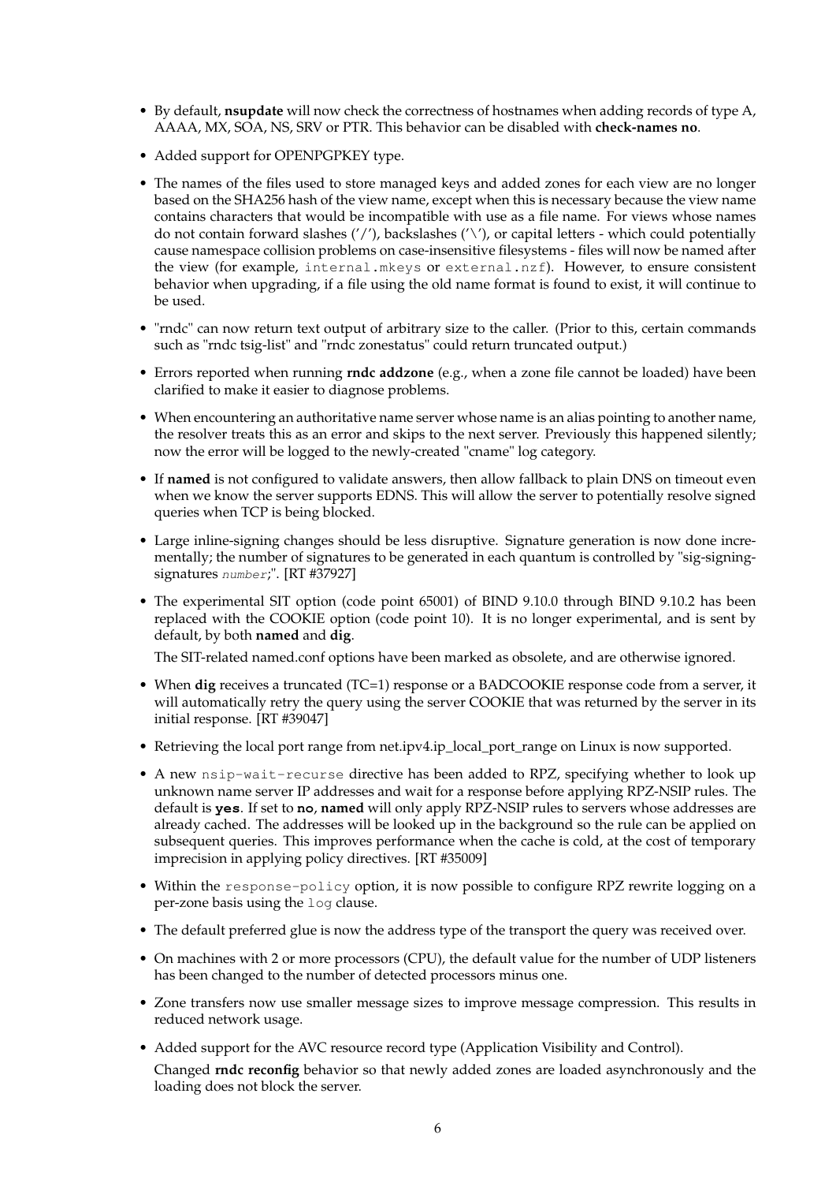- By default, **nsupdate** will now check the correctness of hostnames when adding records of type A, AAAA, MX, SOA, NS, SRV or PTR. This behavior can be disabled with **check-names no**.
- Added support for OPENPGPKEY type.
- The names of the files used to store managed keys and added zones for each view are no longer based on the SHA256 hash of the view name, except when this is necessary because the view name contains characters that would be incompatible with use as a file name. For views whose names do not contain forward slashes ('/'), backslashes ('\'), or capital letters - which could potentially cause namespace collision problems on case-insensitive filesystems - files will now be named after the view (for example, `internal.mkeys` or `external.nzf`). However, to ensure consistent behavior when upgrading, if a file using the old name format is found to exist, it will continue to be used.
- "rndc" can now return text output of arbitrary size to the caller. (Prior to this, certain commands such as "rndc tsig-list" and "rndc zonestatus" could return truncated output.)
- Errors reported when running **rndc addzone** (e.g., when a zone file cannot be loaded) have been clarified to make it easier to diagnose problems.
- When encountering an authoritative name server whose name is an alias pointing to another name, the resolver treats this as an error and skips to the next server. Previously this happened silently; now the error will be logged to the newly-created "cname" log category.
- If **named** is not configured to validate answers, then allow fallback to plain DNS on timeout even when we know the server supports EDNS. This will allow the server to potentially resolve signed queries when TCP is being blocked.
- Large inline-signing changes should be less disruptive. Signature generation is now done incrementally; the number of signatures to be generated in each quantum is controlled by "sig-signing-signatures *number*;". [RT #37927]
- The experimental SIT option (code point 65001) of BIND 9.10.0 through BIND 9.10.2 has been replaced with the COOKIE option (code point 10). It is no longer experimental, and is sent by default, by both **named** and **dig**.

  The SIT-related named.conf options have been marked as obsolete, and are otherwise ignored.
- When **dig** receives a truncated (TC=1) response or a BADCOOKIE response code from a server, it will automatically retry the query using the server COOKIE that was returned by the server in its initial response. [RT #39047]
- Retrieving the local port range from net.ipv4.ip_local_port_range on Linux is now supported.
- A new `nsip-wait-recurse` directive has been added to RPZ, specifying whether to look up unknown name server IP addresses and wait for a response before applying RPZ-NSIP rules. The default is **`yes`**. If set to **`no`**, **named** will only apply RPZ-NSIP rules to servers whose addresses are already cached. The addresses will be looked up in the background so the rule can be applied on subsequent queries. This improves performance when the cache is cold, at the cost of temporary imprecision in applying policy directives. [RT #35009]
- Within the `response-policy` option, it is now possible to configure RPZ rewrite logging on a per-zone basis using the `log` clause.
- The default preferred glue is now the address type of the transport the query was received over.
- On machines with 2 or more processors (CPU), the default value for the number of UDP listeners has been changed to the number of detected processors minus one.
- Zone transfers now use smaller message sizes to improve message compression. This results in reduced network usage.
- Added support for the AVC resource record type (Application Visibility and Control).

  Changed **rndc reconfig** behavior so that newly added zones are loaded asynchronously and the loading does not block the server.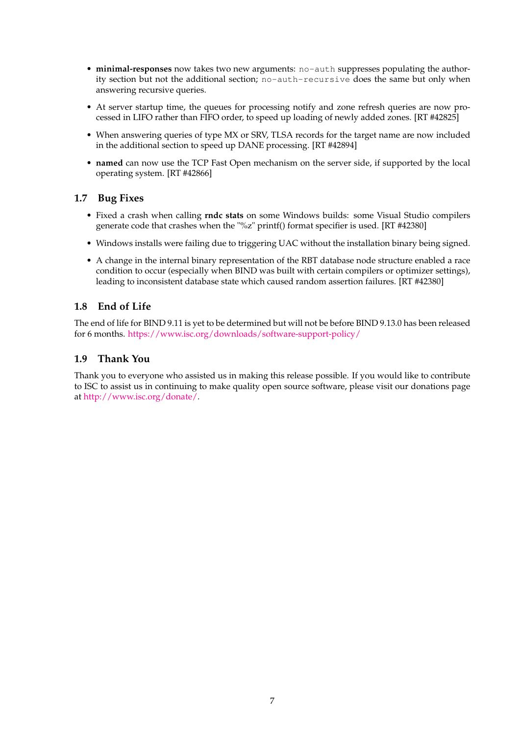- **minimal-responses** now takes two new arguments: `no-auth` suppresses populating the authority section but not the additional section; `no-auth-recursive` does the same but only when answering recursive queries.
- At server startup time, the queues for processing notify and zone refresh queries are now processed in LIFO rather than FIFO order, to speed up loading of newly added zones. [RT #42825]
- When answering queries of type MX or SRV, TLSA records for the target name are now included in the additional section to speed up DANE processing. [RT #42894]
- **named** can now use the TCP Fast Open mechanism on the server side, if supported by the local operating system. [RT #42866]

## 1.7 Bug Fixes

- Fixed a crash when calling **rndc stats** on some Windows builds: some Visual Studio compilers generate code that crashes when the "%z" printf() format specifier is used. [RT #42380]
- Windows installs were failing due to triggering UAC without the installation binary being signed.
- A change in the internal binary representation of the RBT database node structure enabled a race condition to occur (especially when BIND was built with certain compilers or optimizer settings), leading to inconsistent database state which caused random assertion failures. [RT #42380]

## 1.8 End of Life

The end of life for BIND 9.11 is yet to be determined but will not be before BIND 9.13.0 has been released for 6 months. https://www.isc.org/downloads/software-support-policy/

## 1.9 Thank You

Thank you to everyone who assisted us in making this release possible. If you would like to contribute to ISC to assist us in continuing to make quality open source software, please visit our donations page at http://www.isc.org/donate/.